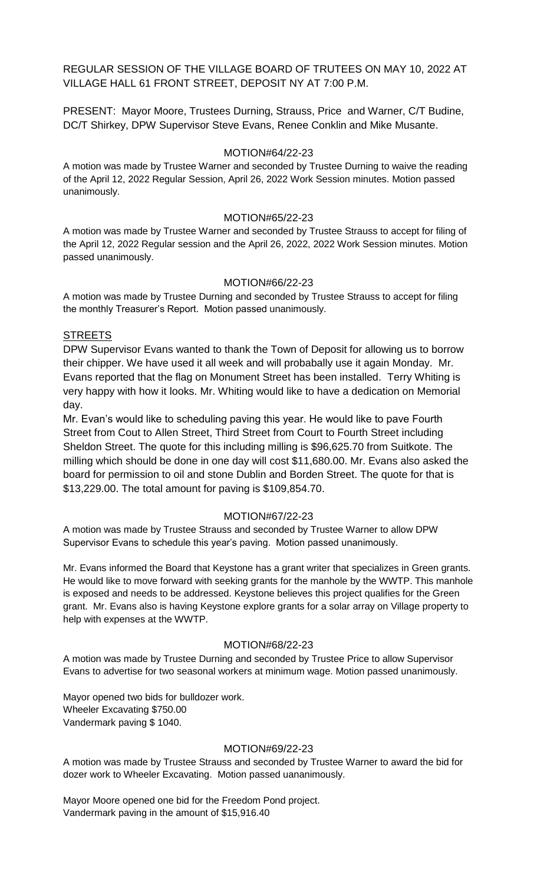REGULAR SESSION OF THE VILLAGE BOARD OF TRUTEES ON MAY 10, 2022 AT VILLAGE HALL 61 FRONT STREET, DEPOSIT NY AT 7:00 P.M.

PRESENT: Mayor Moore, Trustees Durning, Strauss, Price and Warner, C/T Budine, DC/T Shirkey, DPW Supervisor Steve Evans, Renee Conklin and Mike Musante.

MOTION#64/22-23

A motion was made by Trustee Warner and seconded by Trustee Durning to waive the reading of the April 12, 2022 Regular Session, April 26, 2022 Work Session minutes. Motion passed unanimously.

MOTION#65/22-23

A motion was made by Trustee Warner and seconded by Trustee Strauss to accept for filing of the April 12, 2022 Regular session and the April 26, 2022, 2022 Work Session minutes. Motion passed unanimously.

MOTION#66/22-23

A motion was made by Trustee Durning and seconded by Trustee Strauss to accept for filing the monthly Treasurer's Report. Motion passed unanimously.

STREETS

DPW Supervisor Evans wanted to thank the Town of Deposit for allowing us to borrow their chipper. We have used it all week and will probabally use it again Monday. Mr. Evans reported that the flag on Monument Street has been installed. Terry Whiting is very happy with how it looks. Mr. Whiting would like to have a dedication on Memorial day.

Mr. Evan's would like to scheduling paving this year. He would like to pave Fourth Street from Cout to Allen Street, Third Street from Court to Fourth Street including Sheldon Street. The quote for this including milling is $96,625.70 from Suitkote. The milling which should be done in one day will cost $11,680.00. Mr. Evans also asked the board for permission to oil and stone Dublin and Borden Street. The quote for that is $13,229.00. The total amount for paving is $109,854.70.

MOTION#67/22-23

A motion was made by Trustee Strauss and seconded by Trustee Warner to allow DPW Supervisor Evans to schedule this year's paving. Motion passed unanimously.

Mr. Evans informed the Board that Keystone has a grant writer that specializes in Green grants. He would like to move forward with seeking grants for the manhole by the WWTP. This manhole is exposed and needs to be addressed. Keystone believes this project qualifies for the Green grant. Mr. Evans also is having Keystone explore grants for a solar array on Village property to help with expenses at the WWTP.

MOTION#68/22-23

A motion was made by Trustee Durning and seconded by Trustee Price to allow Supervisor Evans to advertise for two seasonal workers at minimum wage. Motion passed unanimously.

Mayor opened two bids for bulldozer work.
Wheeler Excavating $750.00
Vandermark paving $ 1040.

MOTION#69/22-23

A motion was made by Trustee Strauss and seconded by Trustee Warner to award the bid for dozer work to Wheeler Excavating. Motion passed uananimously.

Mayor Moore opened one bid for the Freedom Pond project.
Vandermark paving in the amount of $15,916.40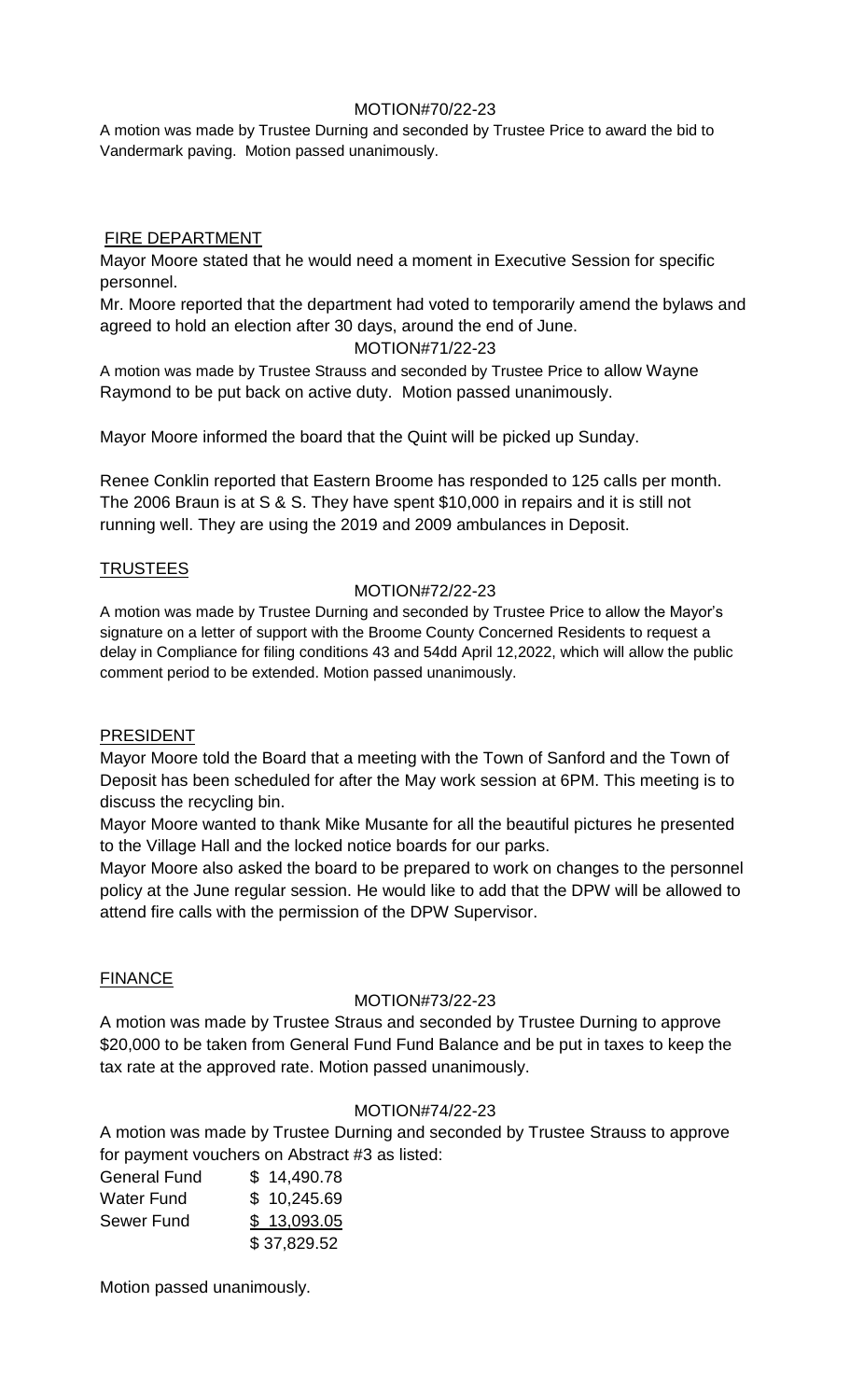MOTION#70/22-23

A motion was made by Trustee Durning and seconded by Trustee Price to award the bid to Vandermark paving. Motion passed unanimously.

FIRE DEPARTMENT

Mayor Moore stated that he would need a moment in Executive Session for specific personnel.

Mr. Moore reported that the department had voted to temporarily amend the bylaws and agreed to hold an election after 30 days, around the end of June.

MOTION#71/22-23

A motion was made by Trustee Strauss and seconded by Trustee Price to allow Wayne Raymond to be put back on active duty. Motion passed unanimously.

Mayor Moore informed the board that the Quint will be picked up Sunday.

Renee Conklin reported that Eastern Broome has responded to 125 calls per month. The 2006 Braun is at S & S. They have spent $10,000 in repairs and it is still not running well. They are using the 2019 and 2009 ambulances in Deposit.

TRUSTEES

MOTION#72/22-23

A motion was made by Trustee Durning and seconded by Trustee Price to allow the Mayor's signature on a letter of support with the Broome County Concerned Residents to request a delay in Compliance for filing conditions 43 and 54dd April 12,2022, which will allow the public comment period to be extended. Motion passed unanimously.

PRESIDENT

Mayor Moore told the Board that a meeting with the Town of Sanford and the Town of Deposit has been scheduled for after the May work session at 6PM. This meeting is to discuss the recycling bin.

Mayor Moore wanted to thank Mike Musante for all the beautiful pictures he presented to the Village Hall and the locked notice boards for our parks.

Mayor Moore also asked the board to be prepared to work on changes to the personnel policy at the June regular session. He would like to add that the DPW will be allowed to attend fire calls with the permission of the DPW Supervisor.

FINANCE

MOTION#73/22-23

A motion was made by Trustee Straus and seconded by Trustee Durning to approve $20,000 to be taken from General Fund Fund Balance and be put in taxes to keep the tax rate at the approved rate. Motion passed unanimously.

MOTION#74/22-23

A motion was made by Trustee Durning and seconded by Trustee Strauss to approve for payment vouchers on Abstract #3 as listed:

| | |
|---|---|
| General Fund | $ 14,490.78 |
| Water Fund | $ 10,245.69 |
| Sewer Fund | $ 13,093.05 |
| | $ 37,829.52 |

Motion passed unanimously.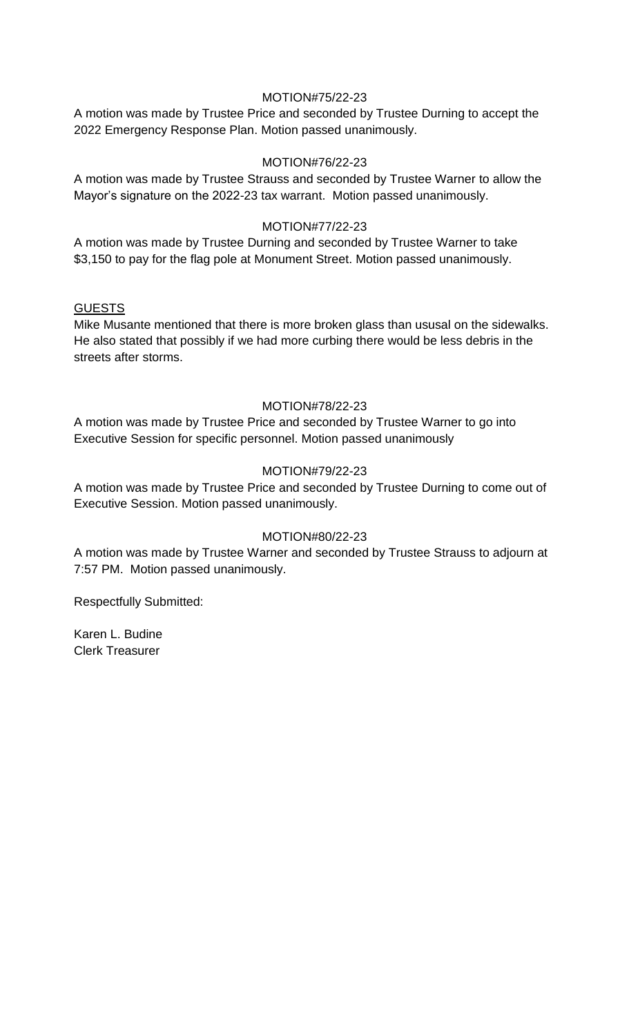MOTION#75/22-23

A motion was made by Trustee Price and seconded by Trustee Durning to accept the 2022 Emergency Response Plan. Motion passed unanimously.

MOTION#76/22-23

A motion was made by Trustee Strauss and seconded by Trustee Warner to allow the Mayor's signature on the 2022-23 tax warrant. Motion passed unanimously.

MOTION#77/22-23

A motion was made by Trustee Durning and seconded by Trustee Warner to take $3,150 to pay for the flag pole at Monument Street. Motion passed unanimously.

GUESTS

Mike Musante mentioned that there is more broken glass than ususal on the sidewalks. He also stated that possibly if we had more curbing there would be less debris in the streets after storms.

MOTION#78/22-23

A motion was made by Trustee Price and seconded by Trustee Warner to go into Executive Session for specific personnel. Motion passed unanimously

MOTION#79/22-23

A motion was made by Trustee Price and seconded by Trustee Durning to come out of Executive Session. Motion passed unanimously.

MOTION#80/22-23

A motion was made by Trustee Warner and seconded by Trustee Strauss to adjourn at 7:57 PM. Motion passed unanimously.

Respectfully Submitted:

Karen L. Budine
Clerk Treasurer